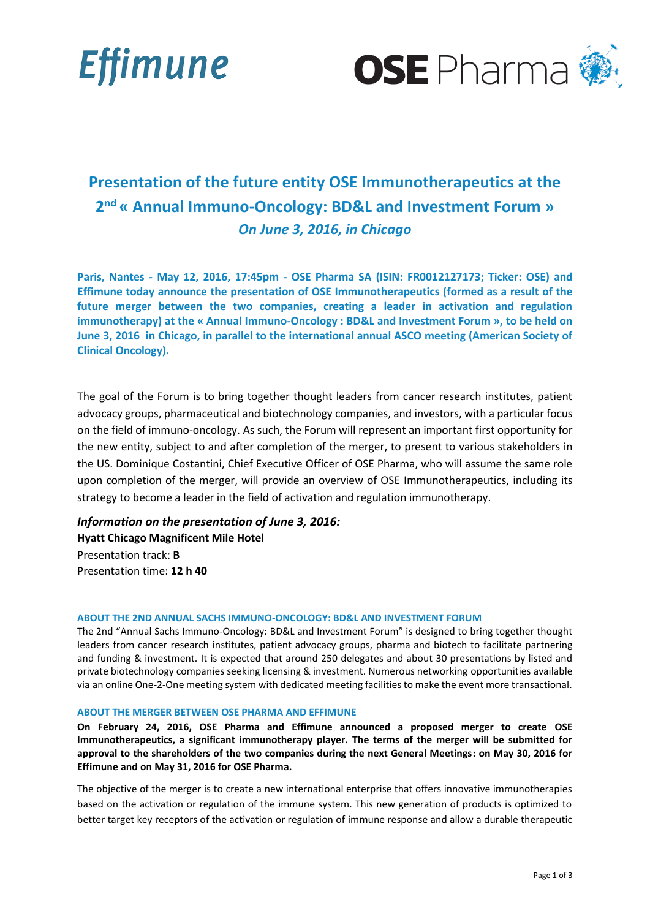Effimune

OSE Pharma

# Presentation of the future entity OSE Immunotherapeutics at the 2nd « Annual Immuno-Oncology: BD&L and Investment Forum »

## *On June 3, 2016, in Chicago*

**Paris, Nantes - May 12, 2016, 17:45pm - OSE Pharma SA (ISIN: FR0012127173; Ticker: OSE) and Effimune today announce the presentation of OSE Immunotherapeutics (formed as a result of the future merger between the two companies, creating a leader in activation and regulation immunotherapy) at the « Annual Immuno-Oncology : BD&L and Investment Forum », to be held on June 3, 2016 in Chicago, in parallel to the international annual ASCO meeting (American Society of Clinical Oncology).**

The goal of the Forum is to bring together thought leaders from cancer research institutes, patient advocacy groups, pharmaceutical and biotechnology companies, and investors, with a particular focus on the field of immuno-oncology. As such, the Forum will represent an important first opportunity for the new entity, subject to and after completion of the merger, to present to various stakeholders in the US. Dominique Costantini, Chief Executive Officer of OSE Pharma, who will assume the same role upon completion of the merger, will provide an overview of OSE Immunotherapeutics, including its strategy to become a leader in the field of activation and regulation immunotherapy.

### *Information on the presentation of June 3, 2016:*

**Hyatt Chicago Magnificent Mile Hotel**
Presentation track: **B**
Presentation time: **12 h 40**

#### ABOUT THE 2ND ANNUAL SACHS IMMUNO-ONCOLOGY: BD&L AND INVESTMENT FORUM

The 2nd "Annual Sachs Immuno-Oncology: BD&L and Investment Forum" is designed to bring together thought leaders from cancer research institutes, patient advocacy groups, pharma and biotech to facilitate partnering and funding & investment. It is expected that around 250 delegates and about 30 presentations by listed and private biotechnology companies seeking licensing & investment. Numerous networking opportunities available via an online One-2-One meeting system with dedicated meeting facilities to make the event more transactional.

#### ABOUT THE MERGER BETWEEN OSE PHARMA AND EFFIMUNE

**On February 24, 2016, OSE Pharma and Effimune announced a proposed merger to create OSE Immunotherapeutics, a significant immunotherapy player. The terms of the merger will be submitted for approval to the shareholders of the two companies during the next General Meetings: on May 30, 2016 for Effimune and on May 31, 2016 for OSE Pharma.**

The objective of the merger is to create a new international enterprise that offers innovative immunotherapies based on the activation or regulation of the immune system. This new generation of products is optimized to better target key receptors of the activation or regulation of immune response and allow a durable therapeutic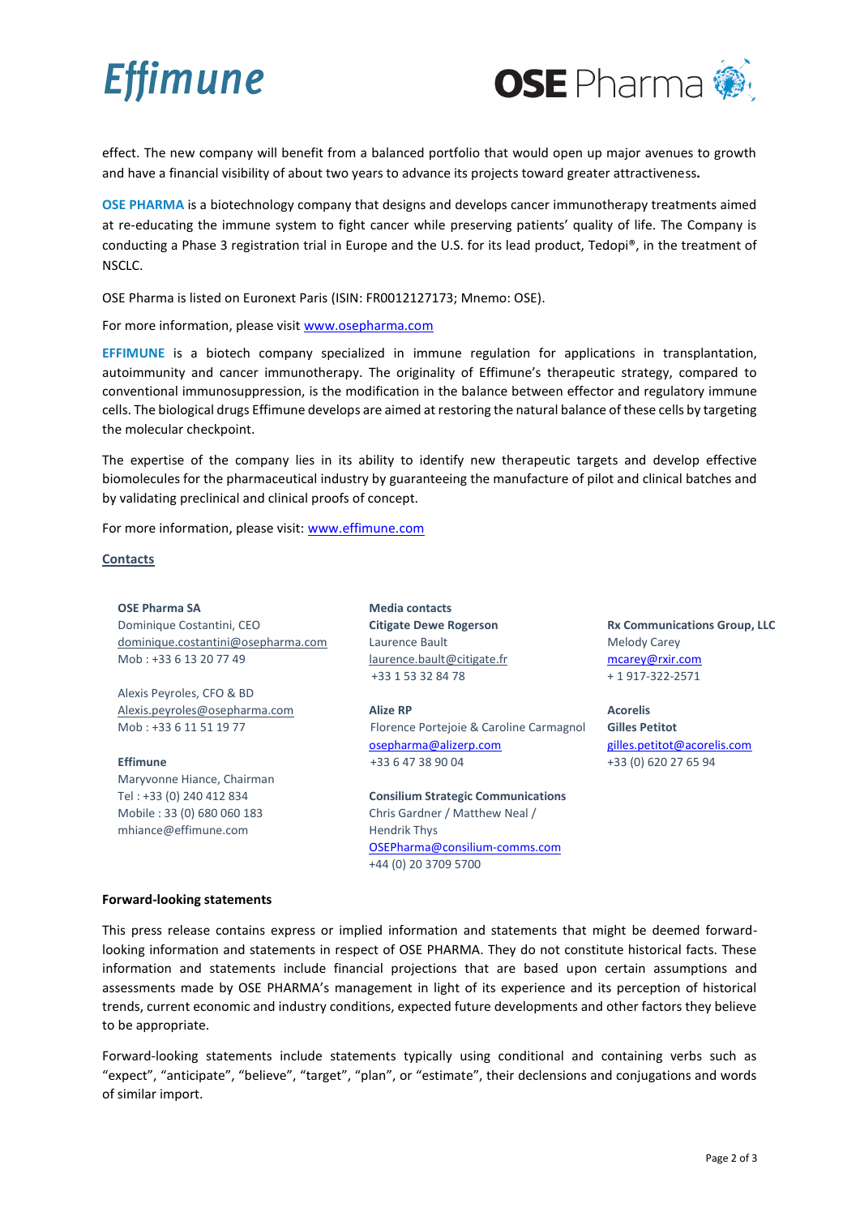effect. The new company will benefit from a balanced portfolio that would open up major avenues to growth and have a financial visibility of about two years to advance its projects toward greater attractiveness.

**OSE PHARMA** is a biotechnology company that designs and develops cancer immunotherapy treatments aimed at re-educating the immune system to fight cancer while preserving patients' quality of life. The Company is conducting a Phase 3 registration trial in Europe and the U.S. for its lead product, Tedopi®, in the treatment of NSCLC.

OSE Pharma is listed on Euronext Paris (ISIN: FR0012127173; Mnemo: OSE).

For more information, please visit www.osepharma.com

**EFFIMUNE** is a biotech company specialized in immune regulation for applications in transplantation, autoimmunity and cancer immunotherapy. The originality of Effimune's therapeutic strategy, compared to conventional immunosuppression, is the modification in the balance between effector and regulatory immune cells. The biological drugs Effimune develops are aimed at restoring the natural balance of these cells by targeting the molecular checkpoint.

The expertise of the company lies in its ability to identify new therapeutic targets and develop effective biomolecules for the pharmaceutical industry by guaranteeing the manufacture of pilot and clinical batches and by validating preclinical and clinical proofs of concept.

For more information, please visit: www.effimune.com

**Contacts**

**OSE Pharma SA**
Dominique Costantini, CEO
dominique.costantini@osepharma.com
Mob : +33 6 13 20 77 49

Alexis Peyroles, CFO & BD
Alexis.peyroles@osepharma.com
Mob : +33 6 11 51 19 77

**Effimune**
Maryvonne Hiance, Chairman
Tel : +33 (0) 240 412 834
Mobile : 33 (0) 680 060 183
mhiance@effimune.com

**Media contacts**

**Citigate Dewe Rogerson**
Laurence Bault
laurence.bault@citigate.fr
+33 1 53 32 84 78

**Alize RP**
Florence Portejoie & Caroline Carmagnol
osepharma@alizerp.com
+33 6 47 38 90 04

**Consilium Strategic Communications**
Chris Gardner / Matthew Neal / Hendrik Thys
OSEPharma@consilium-comms.com
+44 (0) 20 3709 5700

**Rx Communications Group, LLC**
Melody Carey
mcarey@rxir.com
+ 1 917-322-2571

**Acorelis**
**Gilles Petitot**
gilles.petitot@acorelis.com
+33 (0) 620 27 65 94

**Forward-looking statements**

This press release contains express or implied information and statements that might be deemed forward-looking information and statements in respect of OSE PHARMA. They do not constitute historical facts. These information and statements include financial projections that are based upon certain assumptions and assessments made by OSE PHARMA's management in light of its experience and its perception of historical trends, current economic and industry conditions, expected future developments and other factors they believe to be appropriate.

Forward-looking statements include statements typically using conditional and containing verbs such as "expect", "anticipate", "believe", "target", "plan", or "estimate", their declensions and conjugations and words of similar import.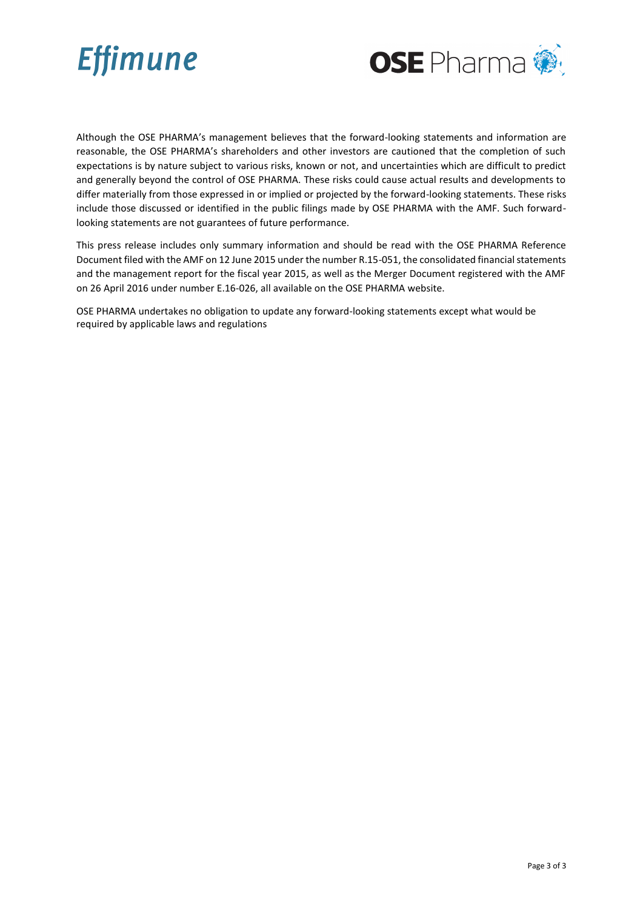Although the OSE PHARMA's management believes that the forward-looking statements and information are reasonable, the OSE PHARMA's shareholders and other investors are cautioned that the completion of such expectations is by nature subject to various risks, known or not, and uncertainties which are difficult to predict and generally beyond the control of OSE PHARMA. These risks could cause actual results and developments to differ materially from those expressed in or implied or projected by the forward-looking statements. These risks include those discussed or identified in the public filings made by OSE PHARMA with the AMF. Such forward-looking statements are not guarantees of future performance.

This press release includes only summary information and should be read with the OSE PHARMA Reference Document filed with the AMF on 12 June 2015 under the number R.15-051, the consolidated financial statements and the management report for the fiscal year 2015, as well as the Merger Document registered with the AMF on 26 April 2016 under number E.16-026, all available on the OSE PHARMA website.

OSE PHARMA undertakes no obligation to update any forward-looking statements except what would be required by applicable laws and regulations